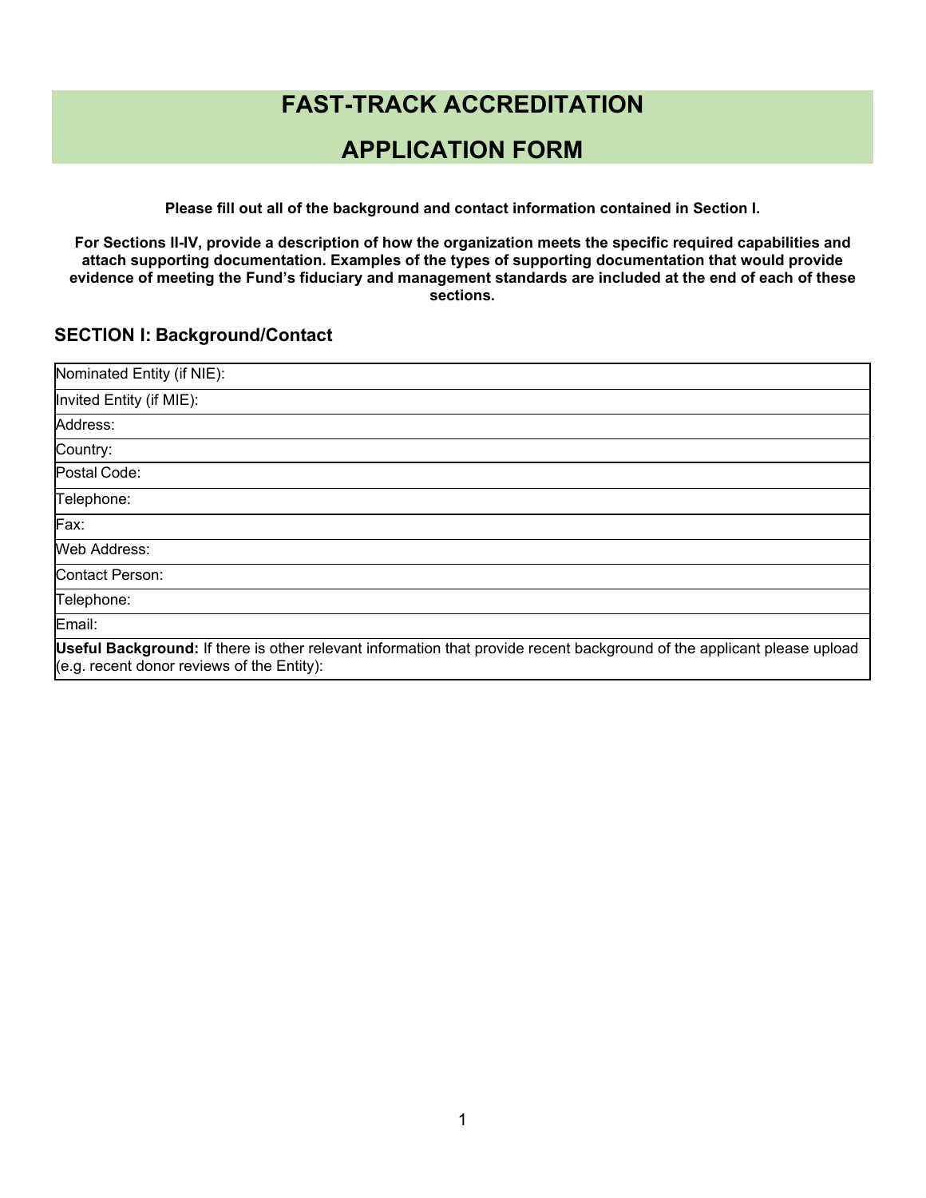# FAST-TRACK ACCREDITATION

# APPLICATION FORM

**Please fill out all of the background and contact information contained in Section I.**

**For Sections II-IV, provide a description of how the organization meets the specific required capabilities and attach supporting documentation. Examples of the types of supporting documentation that would provide evidence of meeting the Fund's fiduciary and management standards are included at the end of each of these sections.**

## SECTION I: Background/Contact

| |
|---|
| Nominated Entity (if NIE): |
| Invited Entity (if MIE): |
| Address: |
| Country: |
| Postal Code: |
| Telephone: |
| Fax: |
| Web Address: |
| Contact Person: |
| Telephone: |
| Email: |
| **Useful Background:** If there is other relevant information that provide recent background of the applicant please upload (e.g. recent donor reviews of the Entity): |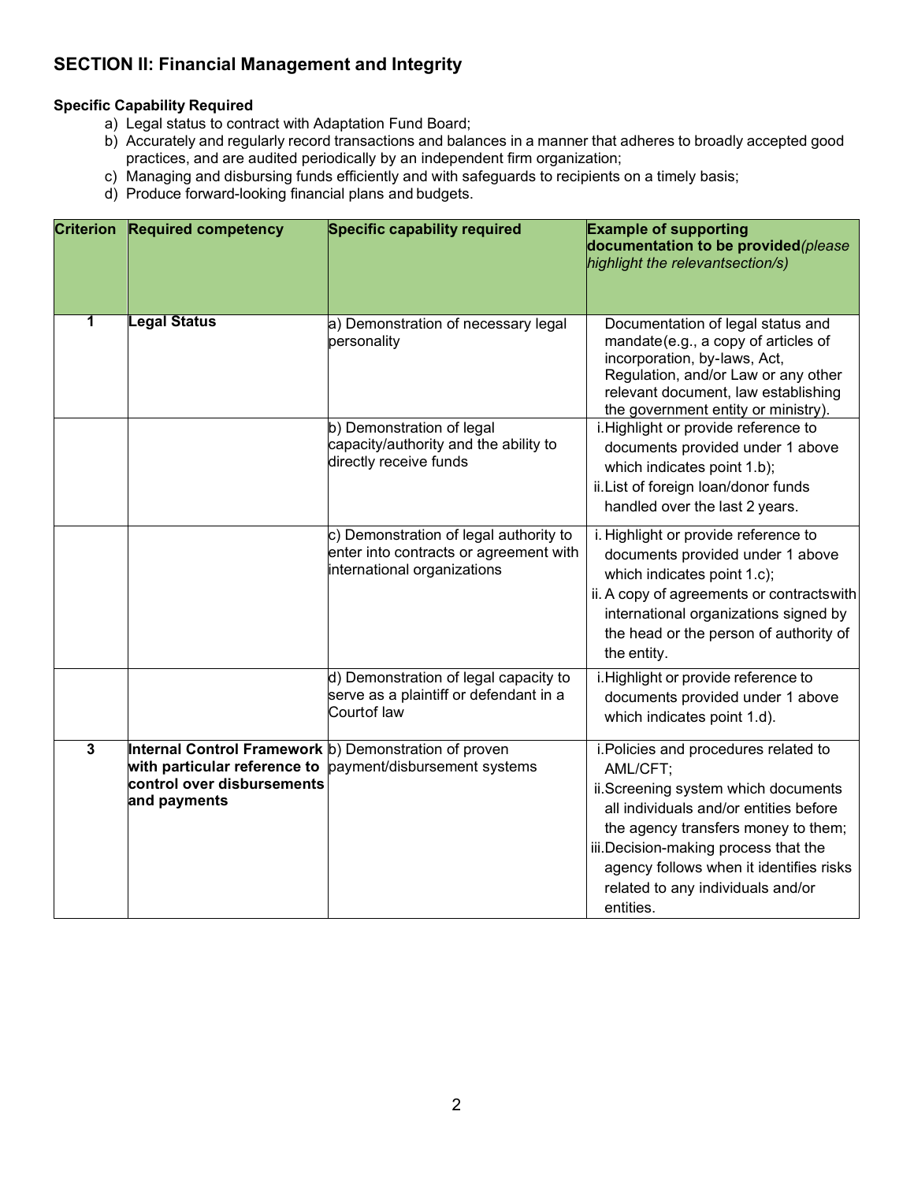## SECTION II: Financial Management and Integrity

**Specific Capability Required**

a) Legal status to contract with Adaptation Fund Board;
b) Accurately and regularly record transactions and balances in a manner that adheres to broadly accepted good practices, and are audited periodically by an independent firm organization;
c) Managing and disbursing funds efficiently and with safeguards to recipients on a timely basis;
d) Produce forward-looking financial plans and budgets.

| Criterion | Required competency | Specific capability required | Example of supporting documentation to be provided *(please highlight the relevantsection/s)* |
|---|---|---|---|
| 1 | **Legal Status** | a) Demonstration of necessary legal personality | Documentation of legal status and mandate(e.g., a copy of articles of incorporation, by-laws, Act, Regulation, and/or Law or any other relevant document, law establishing the government entity or ministry). |
| | | b) Demonstration of legal capacity/authority and the ability to directly receive funds | i. Highlight or provide reference to documents provided under 1 above which indicates point 1.b);<br>ii. List of foreign loan/donor funds handled over the last 2 years. |
| | | c) Demonstration of legal authority to enter into contracts or agreement with international organizations | i. Highlight or provide reference to documents provided under 1 above which indicates point 1.c);<br>ii. A copy of agreements or contractswith international organizations signed by the head or the person of authority of the entity. |
| | | d) Demonstration of legal capacity to serve as a plaintiff or defendant in a Courtof law | i. Highlight or provide reference to documents provided under 1 above which indicates point 1.d). |
| 3 | **Internal Control Framework with particular reference to control over disbursements and payments** | b) Demonstration of proven payment/disbursement systems | i. Policies and procedures related to AML/CFT;<br>ii. Screening system which documents all individuals and/or entities before the agency transfers money to them;<br>iii. Decision-making process that the agency follows when it identifies risks related to any individuals and/or entities. |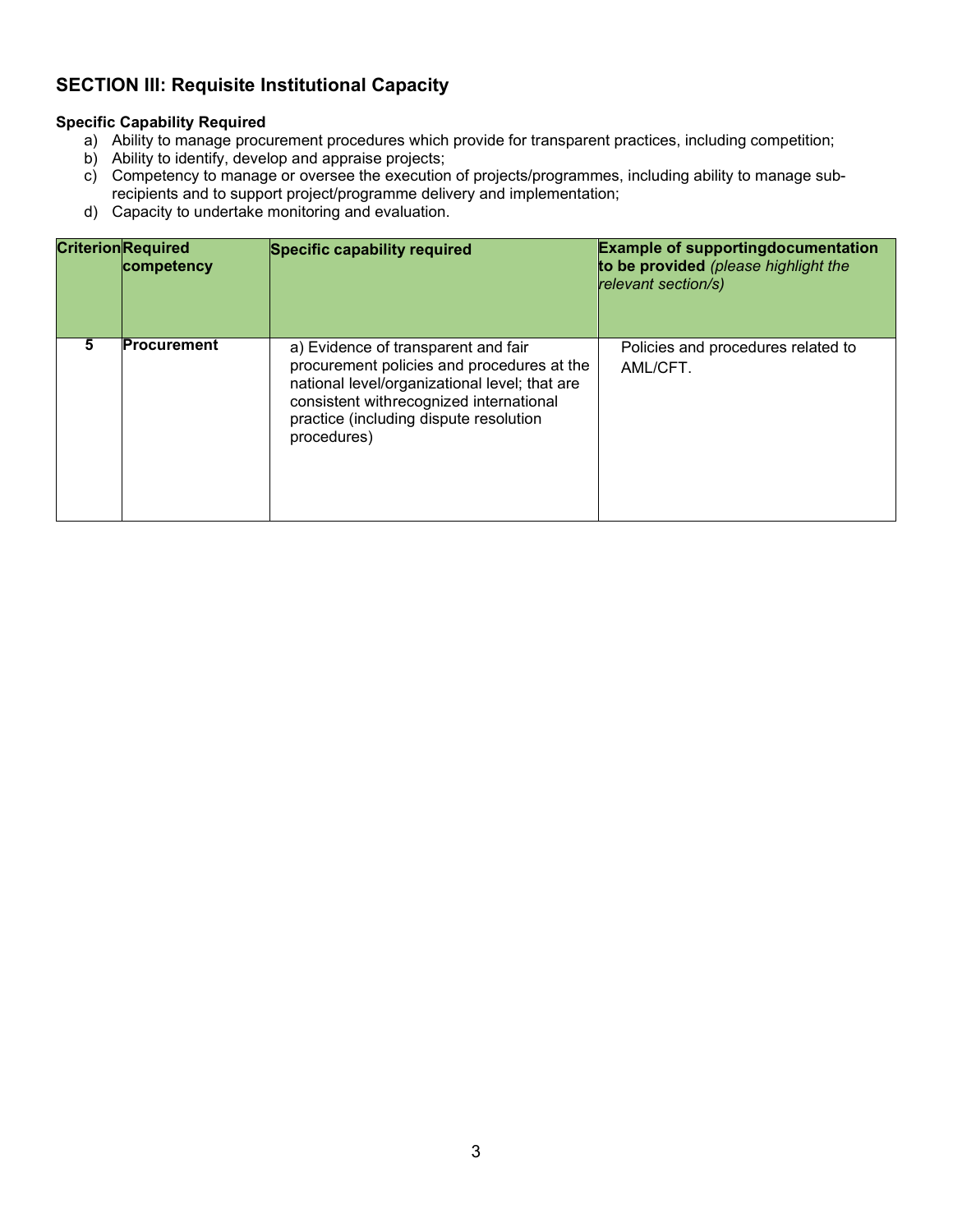## SECTION III: Requisite Institutional Capacity

**Specific Capability Required**

a) Ability to manage procurement procedures which provide for transparent practices, including competition;
b) Ability to identify, develop and appraise projects;
c) Competency to manage or oversee the execution of projects/programmes, including ability to manage sub-recipients and to support project/programme delivery and implementation;
d) Capacity to undertake monitoring and evaluation.

| Criterion | Required competency | Specific capability required | Example of supportingdocumentation to be provided *(please highlight the relevant section/s)* |
|---|---|---|---|
| 5 | **Procurement** | a) Evidence of transparent and fair procurement policies and procedures at the national level/organizational level; that are consistent withrecognized international practice (including dispute resolution procedures) | Policies and procedures related to AML/CFT. |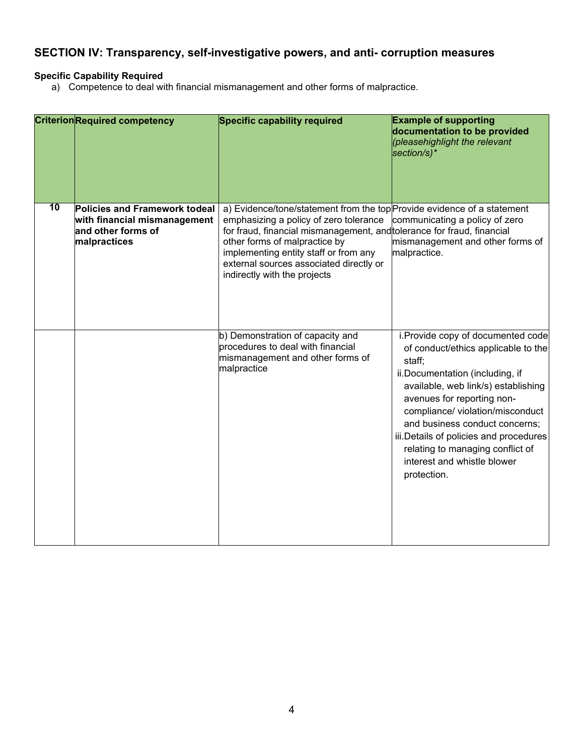## SECTION IV: Transparency, self-investigative powers, and anti- corruption measures

**Specific Capability Required**

a) Competence to deal with financial mismanagement and other forms of malpractice.

| Criterion | Required competency | Specific capability required | Example of supporting documentation to be provided *(pleasehighlight the relevant section/s)** |
|---|---|---|---|
| **10** | **Policies and Framework todeal with financial mismanagement and other forms of malpractices** | a) Evidence/tone/statement from the top emphasizing a policy of zero tolerance for fraud, financial mismanagement, and other forms of malpractice by implementing entity staff or from any external sources associated directly or indirectly with the projects | Provide evidence of a statement communicating a policy of zero tolerance for fraud, financial mismanagement and other forms of malpractice. |
| | | b) Demonstration of capacity and procedures to deal with financial mismanagement and other forms of malpractice | i. Provide copy of documented code of conduct/ethics applicable to the staff;<br>ii. Documentation (including, if available, web link/s) establishing avenues for reporting non-compliance/ violation/misconduct and business conduct concerns;<br>iii. Details of policies and procedures relating to managing conflict of interest and whistle blower protection. |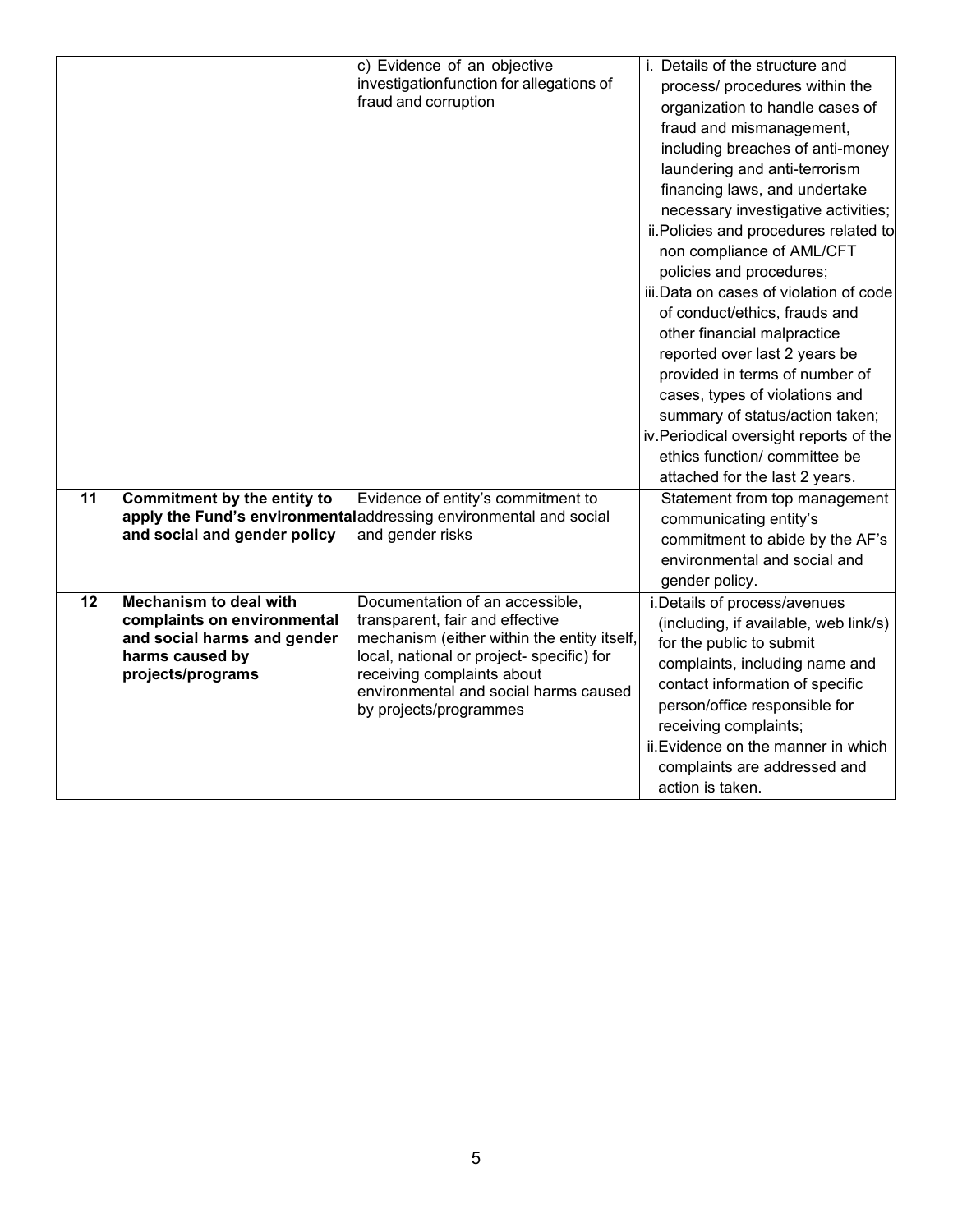| | | | |
|---|---|---|---|
| | | c) Evidence of an objective investigationfunction for allegations of fraud and corruption | i. Details of the structure and process/ procedures within the organization to handle cases of fraud and mismanagement, including breaches of anti-money laundering and anti-terrorism financing laws, and undertake necessary investigative activities;<br>ii. Policies and procedures related to non compliance of AML/CFT policies and procedures;<br>iii. Data on cases of violation of code of conduct/ethics, frauds and other financial malpractice reported over last 2 years be provided in terms of number of cases, types of violations and summary of status/action taken;<br>iv. Periodical oversight reports of the ethics function/ committee be attached for the last 2 years. |
| **11** | **Commitment by the entity to apply the Fund's environmental and social and gender policy** | Evidence of entity's commitment to addressing environmental and social and gender risks | Statement from top management communicating entity's commitment to abide by the AF's environmental and social and gender policy. |
| **12** | **Mechanism to deal with complaints on environmental and social harms and gender harms caused by projects/programs** | Documentation of an accessible, transparent, fair and effective mechanism (either within the entity itself, local, national or project- specific) for receiving complaints about environmental and social harms caused by projects/programmes | i. Details of process/avenues (including, if available, web link/s) for the public to submit complaints, including name and contact information of specific person/office responsible for receiving complaints;<br>ii. Evidence on the manner in which complaints are addressed and action is taken. |